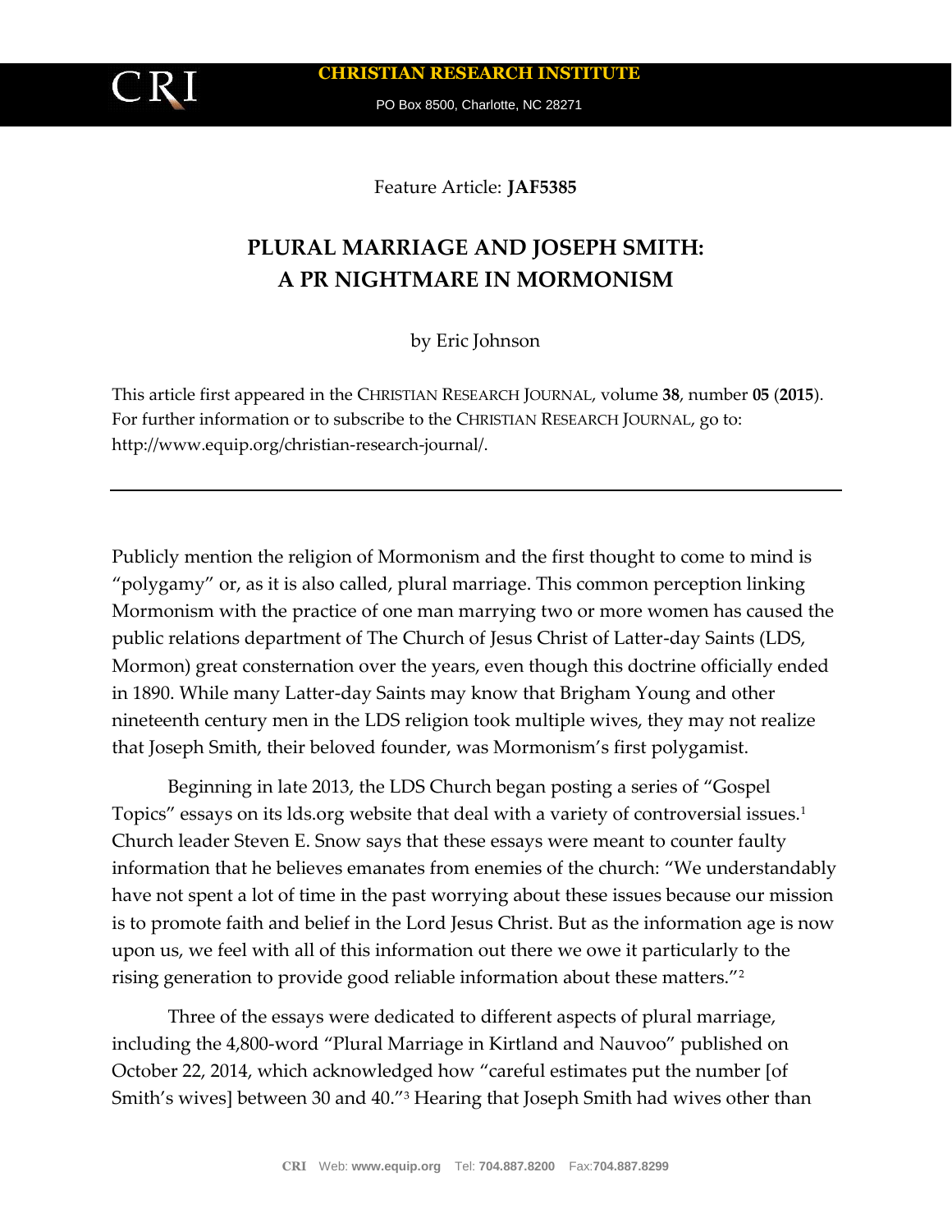CHRISTIAN RESEARCH INSTITUTE

PO Box 8500, Charlotte, NC 28271

Feature Article: **JAF5385**

# PLURAL MARRIAGE AND JOSEPH SMITH: A PR NIGHTMARE IN MORMONISM

by Eric Johnson

This article first appeared in the CHRISTIAN RESEARCH JOURNAL, volume **38**, number **05** (**2015**). For further information or to subscribe to the CHRISTIAN RESEARCH JOURNAL, go to: http://www.equip.org/christian-research-journal/.

---

Publicly mention the religion of Mormonism and the first thought to come to mind is "polygamy" or, as it is also called, plural marriage. This common perception linking Mormonism with the practice of one man marrying two or more women has caused the public relations department of The Church of Jesus Christ of Latter-day Saints (LDS, Mormon) great consternation over the years, even though this doctrine officially ended in 1890. While many Latter-day Saints may know that Brigham Young and other nineteenth century men in the LDS religion took multiple wives, they may not realize that Joseph Smith, their beloved founder, was Mormonism's first polygamist.

Beginning in late 2013, the LDS Church began posting a series of "Gospel Topics" essays on its lds.org website that deal with a variety of controversial issues.[1] Church leader Steven E. Snow says that these essays were meant to counter faulty information that he believes emanates from enemies of the church: "We understandably have not spent a lot of time in the past worrying about these issues because our mission is to promote faith and belief in the Lord Jesus Christ. But as the information age is now upon us, we feel with all of this information out there we owe it particularly to the rising generation to provide good reliable information about these matters."[2]

Three of the essays were dedicated to different aspects of plural marriage, including the 4,800-word "Plural Marriage in Kirtland and Nauvoo" published on October 22, 2014, which acknowledged how "careful estimates put the number [of Smith's wives] between 30 and 40."[3] Hearing that Joseph Smith had wives other than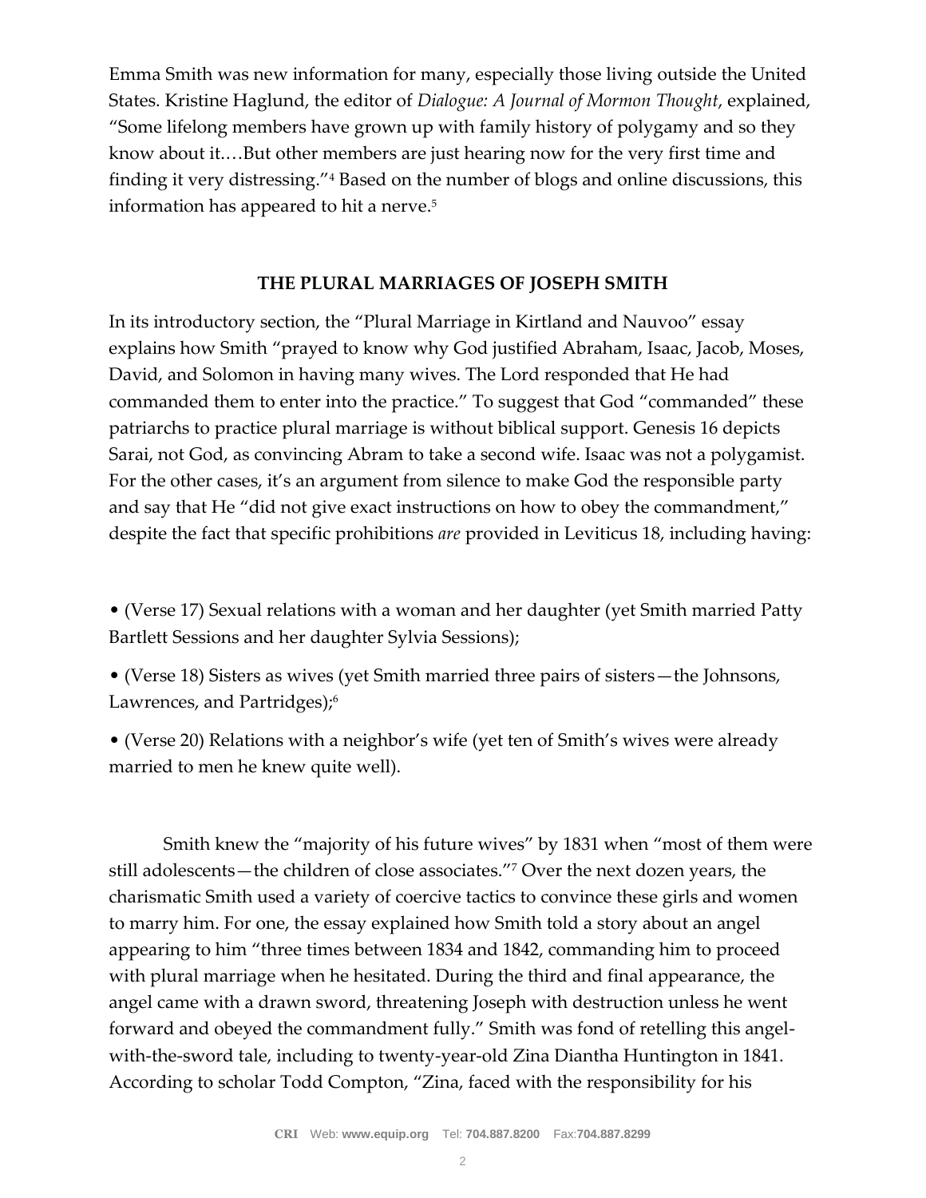Emma Smith was new information for many, especially those living outside the United States. Kristine Haglund, the editor of *Dialogue: A Journal of Mormon Thought*, explained, "Some lifelong members have grown up with family history of polygamy and so they know about it.…But other members are just hearing now for the very first time and finding it very distressing."[4] Based on the number of blogs and online discussions, this information has appeared to hit a nerve.[5]

## THE PLURAL MARRIAGES OF JOSEPH SMITH

In its introductory section, the "Plural Marriage in Kirtland and Nauvoo" essay explains how Smith "prayed to know why God justified Abraham, Isaac, Jacob, Moses, David, and Solomon in having many wives. The Lord responded that He had commanded them to enter into the practice." To suggest that God "commanded" these patriarchs to practice plural marriage is without biblical support. Genesis 16 depicts Sarai, not God, as convincing Abram to take a second wife. Isaac was not a polygamist. For the other cases, it's an argument from silence to make God the responsible party and say that He "did not give exact instructions on how to obey the commandment," despite the fact that specific prohibitions *are* provided in Leviticus 18, including having:

- (Verse 17) Sexual relations with a woman and her daughter (yet Smith married Patty Bartlett Sessions and her daughter Sylvia Sessions);
- (Verse 18) Sisters as wives (yet Smith married three pairs of sisters—the Johnsons, Lawrences, and Partridges);[6]
- (Verse 20) Relations with a neighbor's wife (yet ten of Smith's wives were already married to men he knew quite well).

Smith knew the "majority of his future wives" by 1831 when "most of them were still adolescents—the children of close associates."[7] Over the next dozen years, the charismatic Smith used a variety of coercive tactics to convince these girls and women to marry him. For one, the essay explained how Smith told a story about an angel appearing to him "three times between 1834 and 1842, commanding him to proceed with plural marriage when he hesitated. During the third and final appearance, the angel came with a drawn sword, threatening Joseph with destruction unless he went forward and obeyed the commandment fully." Smith was fond of retelling this angel-with-the-sword tale, including to twenty-year-old Zina Diantha Huntington in 1841. According to scholar Todd Compton, "Zina, faced with the responsibility for his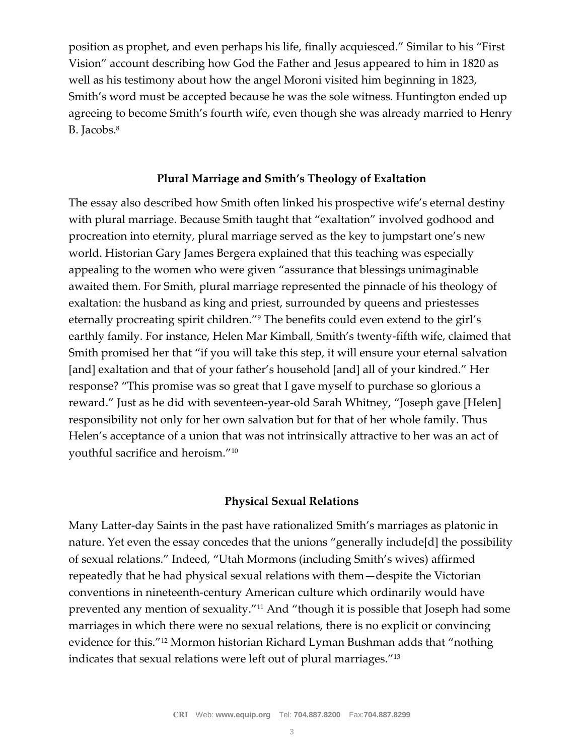position as prophet, and even perhaps his life, finally acquiesced." Similar to his "First Vision" account describing how God the Father and Jesus appeared to him in 1820 as well as his testimony about how the angel Moroni visited him beginning in 1823, Smith's word must be accepted because he was the sole witness. Huntington ended up agreeing to become Smith's fourth wife, even though she was already married to Henry B. Jacobs.[8]

## Plural Marriage and Smith's Theology of Exaltation

The essay also described how Smith often linked his prospective wife's eternal destiny with plural marriage. Because Smith taught that "exaltation" involved godhood and procreation into eternity, plural marriage served as the key to jumpstart one's new world. Historian Gary James Bergera explained that this teaching was especially appealing to the women who were given "assurance that blessings unimaginable awaited them. For Smith, plural marriage represented the pinnacle of his theology of exaltation: the husband as king and priest, surrounded by queens and priestesses eternally procreating spirit children."[9] The benefits could even extend to the girl's earthly family. For instance, Helen Mar Kimball, Smith's twenty-fifth wife, claimed that Smith promised her that "if you will take this step, it will ensure your eternal salvation [and] exaltation and that of your father's household [and] all of your kindred." Her response? "This promise was so great that I gave myself to purchase so glorious a reward." Just as he did with seventeen-year-old Sarah Whitney, "Joseph gave [Helen] responsibility not only for her own salvation but for that of her whole family. Thus Helen's acceptance of a union that was not intrinsically attractive to her was an act of youthful sacrifice and heroism."[10]

## Physical Sexual Relations

Many Latter-day Saints in the past have rationalized Smith's marriages as platonic in nature. Yet even the essay concedes that the unions "generally include[d] the possibility of sexual relations." Indeed, "Utah Mormons (including Smith's wives) affirmed repeatedly that he had physical sexual relations with them—despite the Victorian conventions in nineteenth-century American culture which ordinarily would have prevented any mention of sexuality."[11] And "though it is possible that Joseph had some marriages in which there were no sexual relations, there is no explicit or convincing evidence for this."[12] Mormon historian Richard Lyman Bushman adds that "nothing indicates that sexual relations were left out of plural marriages."[13]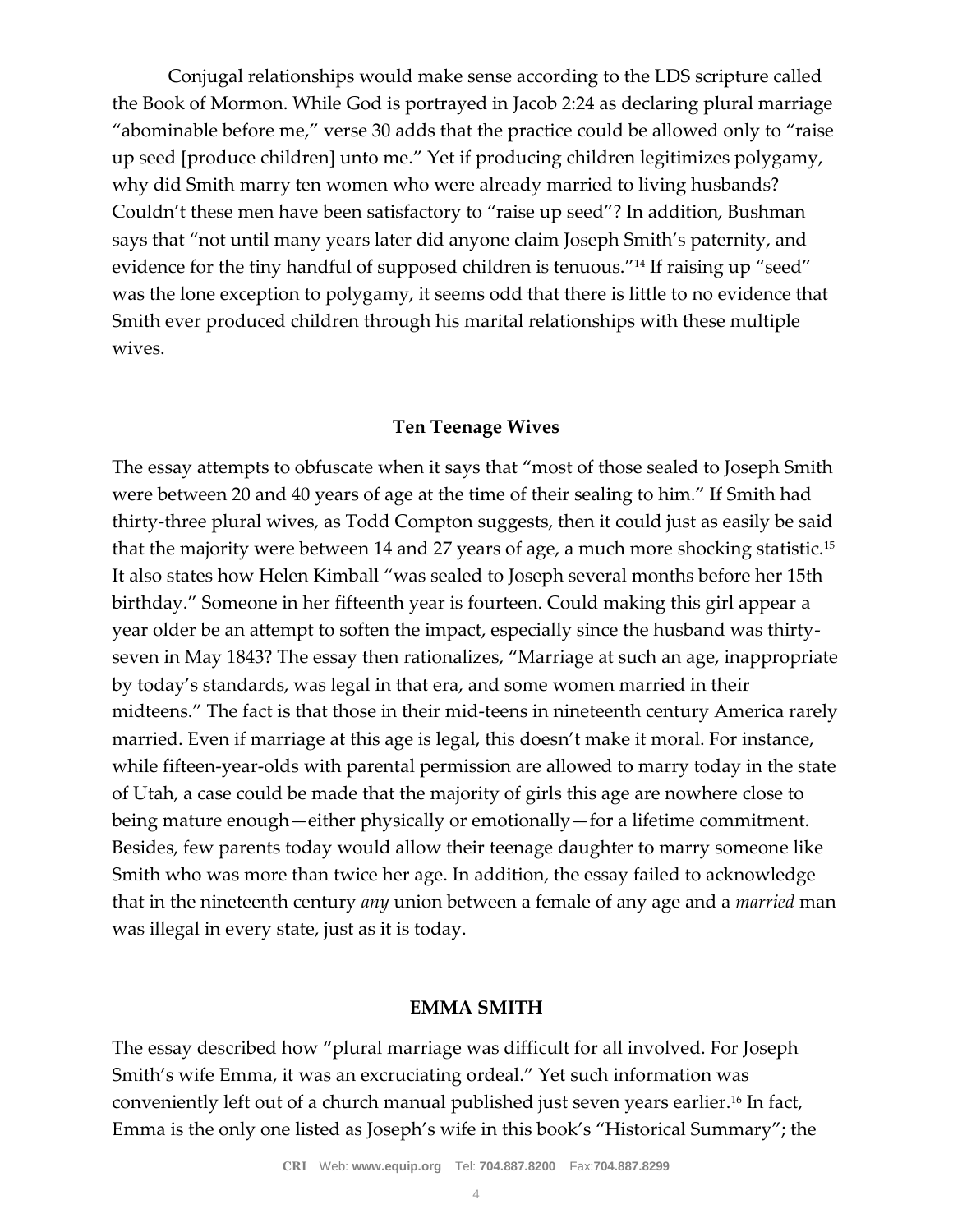Conjugal relationships would make sense according to the LDS scripture called the Book of Mormon. While God is portrayed in Jacob 2:24 as declaring plural marriage "abominable before me," verse 30 adds that the practice could be allowed only to "raise up seed [produce children] unto me." Yet if producing children legitimizes polygamy, why did Smith marry ten women who were already married to living husbands? Couldn't these men have been satisfactory to "raise up seed"? In addition, Bushman says that "not until many years later did anyone claim Joseph Smith's paternity, and evidence for the tiny handful of supposed children is tenuous."[14] If raising up "seed" was the lone exception to polygamy, it seems odd that there is little to no evidence that Smith ever produced children through his marital relationships with these multiple wives.

### Ten Teenage Wives

The essay attempts to obfuscate when it says that "most of those sealed to Joseph Smith were between 20 and 40 years of age at the time of their sealing to him." If Smith had thirty-three plural wives, as Todd Compton suggests, then it could just as easily be said that the majority were between 14 and 27 years of age, a much more shocking statistic.[15] It also states how Helen Kimball "was sealed to Joseph several months before her 15th birthday." Someone in her fifteenth year is fourteen. Could making this girl appear a year older be an attempt to soften the impact, especially since the husband was thirty-seven in May 1843? The essay then rationalizes, "Marriage at such an age, inappropriate by today's standards, was legal in that era, and some women married in their midteens." The fact is that those in their mid-teens in nineteenth century America rarely married. Even if marriage at this age is legal, this doesn't make it moral. For instance, while fifteen-year-olds with parental permission are allowed to marry today in the state of Utah, a case could be made that the majority of girls this age are nowhere close to being mature enough—either physically or emotionally—for a lifetime commitment. Besides, few parents today would allow their teenage daughter to marry someone like Smith who was more than twice her age. In addition, the essay failed to acknowledge that in the nineteenth century *any* union between a female of any age and a *married* man was illegal in every state, just as it is today.

### EMMA SMITH

The essay described how "plural marriage was difficult for all involved. For Joseph Smith's wife Emma, it was an excruciating ordeal." Yet such information was conveniently left out of a church manual published just seven years earlier.[16] In fact, Emma is the only one listed as Joseph's wife in this book's "Historical Summary"; the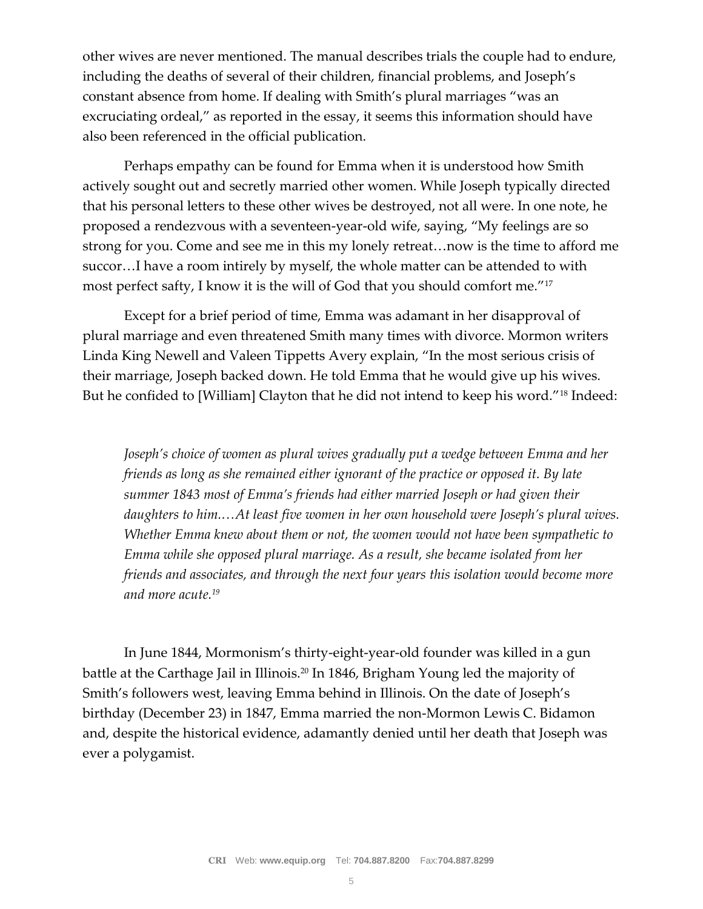other wives are never mentioned. The manual describes trials the couple had to endure, including the deaths of several of their children, financial problems, and Joseph's constant absence from home. If dealing with Smith's plural marriages "was an excruciating ordeal," as reported in the essay, it seems this information should have also been referenced in the official publication.

Perhaps empathy can be found for Emma when it is understood how Smith actively sought out and secretly married other women. While Joseph typically directed that his personal letters to these other wives be destroyed, not all were. In one note, he proposed a rendezvous with a seventeen-year-old wife, saying, "My feelings are so strong for you. Come and see me in this my lonely retreat…now is the time to afford me succor…I have a room intirely by myself, the whole matter can be attended to with most perfect safty, I know it is the will of God that you should comfort me."[17]

Except for a brief period of time, Emma was adamant in her disapproval of plural marriage and even threatened Smith many times with divorce. Mormon writers Linda King Newell and Valeen Tippetts Avery explain, "In the most serious crisis of their marriage, Joseph backed down. He told Emma that he would give up his wives. But he confided to [William] Clayton that he did not intend to keep his word."[18] Indeed:

> *Joseph's choice of women as plural wives gradually put a wedge between Emma and her friends as long as she remained either ignorant of the practice or opposed it. By late summer 1843 most of Emma's friends had either married Joseph or had given their daughters to him.…At least five women in her own household were Joseph's plural wives. Whether Emma knew about them or not, the women would not have been sympathetic to Emma while she opposed plural marriage. As a result, she became isolated from her friends and associates, and through the next four years this isolation would become more and more acute.*[19]

In June 1844, Mormonism's thirty-eight-year-old founder was killed in a gun battle at the Carthage Jail in Illinois.[20] In 1846, Brigham Young led the majority of Smith's followers west, leaving Emma behind in Illinois. On the date of Joseph's birthday (December 23) in 1847, Emma married the non-Mormon Lewis C. Bidamon and, despite the historical evidence, adamantly denied until her death that Joseph was ever a polygamist.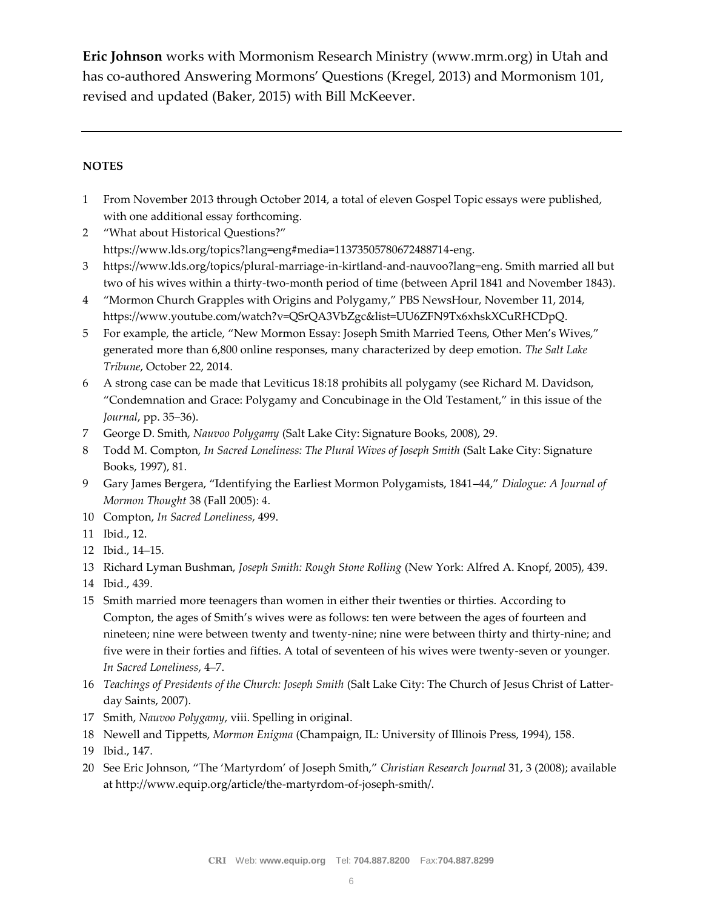**Eric Johnson** works with Mormonism Research Ministry (www.mrm.org) in Utah and has co-authored Answering Mormons' Questions (Kregel, 2013) and Mormonism 101, revised and updated (Baker, 2015) with Bill McKeever.

---

**NOTES**

1. From November 2013 through October 2014, a total of eleven Gospel Topic essays were published, with one additional essay forthcoming.
2. "What about Historical Questions?" https://www.lds.org/topics?lang=eng#media=11373505780672488714-eng.
3. https://www.lds.org/topics/plural-marriage-in-kirtland-and-nauvoo?lang=eng. Smith married all but two of his wives within a thirty-two-month period of time (between April 1841 and November 1843).
4. "Mormon Church Grapples with Origins and Polygamy," PBS NewsHour, November 11, 2014, https://www.youtube.com/watch?v=QSrQA3VbZgc&list=UU6ZFN9Tx6xhskXCuRHCDpQ.
5. For example, the article, "New Mormon Essay: Joseph Smith Married Teens, Other Men's Wives," generated more than 6,800 online responses, many characterized by deep emotion. *The Salt Lake Tribune*, October 22, 2014.
6. A strong case can be made that Leviticus 18:18 prohibits all polygamy (see Richard M. Davidson, "Condemnation and Grace: Polygamy and Concubinage in the Old Testament," in this issue of the *Journal*, pp. 35–36).
7. George D. Smith, *Nauvoo Polygamy* (Salt Lake City: Signature Books, 2008), 29.
8. Todd M. Compton, *In Sacred Loneliness: The Plural Wives of Joseph Smith* (Salt Lake City: Signature Books, 1997), 81.
9. Gary James Bergera, "Identifying the Earliest Mormon Polygamists, 1841–44," *Dialogue: A Journal of Mormon Thought* 38 (Fall 2005): 4.
10. Compton, *In Sacred Loneliness*, 499.
11. Ibid., 12.
12. Ibid., 14–15.
13. Richard Lyman Bushman, *Joseph Smith: Rough Stone Rolling* (New York: Alfred A. Knopf, 2005), 439.
14. Ibid., 439.
15. Smith married more teenagers than women in either their twenties or thirties. According to Compton, the ages of Smith's wives were as follows: ten were between the ages of fourteen and nineteen; nine were between twenty and twenty-nine; nine were between thirty and thirty-nine; and five were in their forties and fifties. A total of seventeen of his wives were twenty-seven or younger. *In Sacred Loneliness*, 4–7.
16. *Teachings of Presidents of the Church: Joseph Smith* (Salt Lake City: The Church of Jesus Christ of Latter-day Saints, 2007).
17. Smith, *Nauvoo Polygamy*, viii. Spelling in original.
18. Newell and Tippetts, *Mormon Enigma* (Champaign, IL: University of Illinois Press, 1994), 158.
19. Ibid., 147.
20. See Eric Johnson, "The 'Martyrdom' of Joseph Smith," *Christian Research Journal* 31, 3 (2008); available at http://www.equip.org/article/the-martyrdom-of-joseph-smith/.